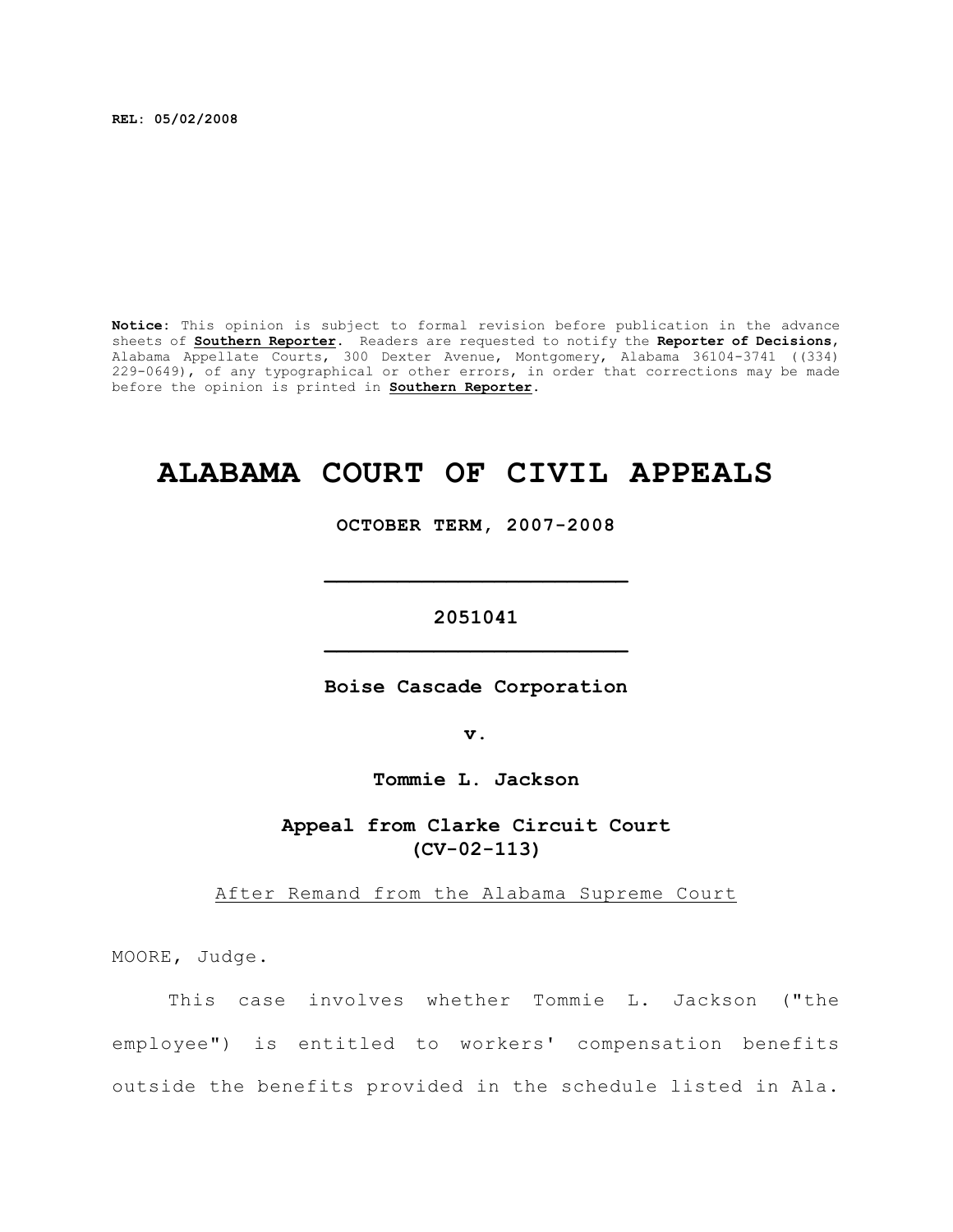**REL: 05/02/2008**

**Notice:** This opinion is subject to formal revision before publication in the advance sheets of **Southern Reporter**. Readers are requested to notify the **Reporter of Decisions**, Alabama Appellate Courts, 300 Dexter Avenue, Montgomery, Alabama 36104-3741 ((334) 229-0649), of any typographical or other errors, in order that corrections may be made before the opinion is printed in **Southern Reporter**.

# ALABAMA COURT OF CIVIL APPEALS

**OCTOBER TERM, 2007-2008**

---

**2051041**

---

**Boise Cascade Corporation**

**v.**

**Tommie L. Jackson**

**Appeal from Clarke Circuit Court (CV-02-113)**

After Remand from the Alabama Supreme Court

MOORE, Judge.

This case involves whether Tommie L. Jackson ("the employee") is entitled to workers' compensation benefits outside the benefits provided in the schedule listed in Ala.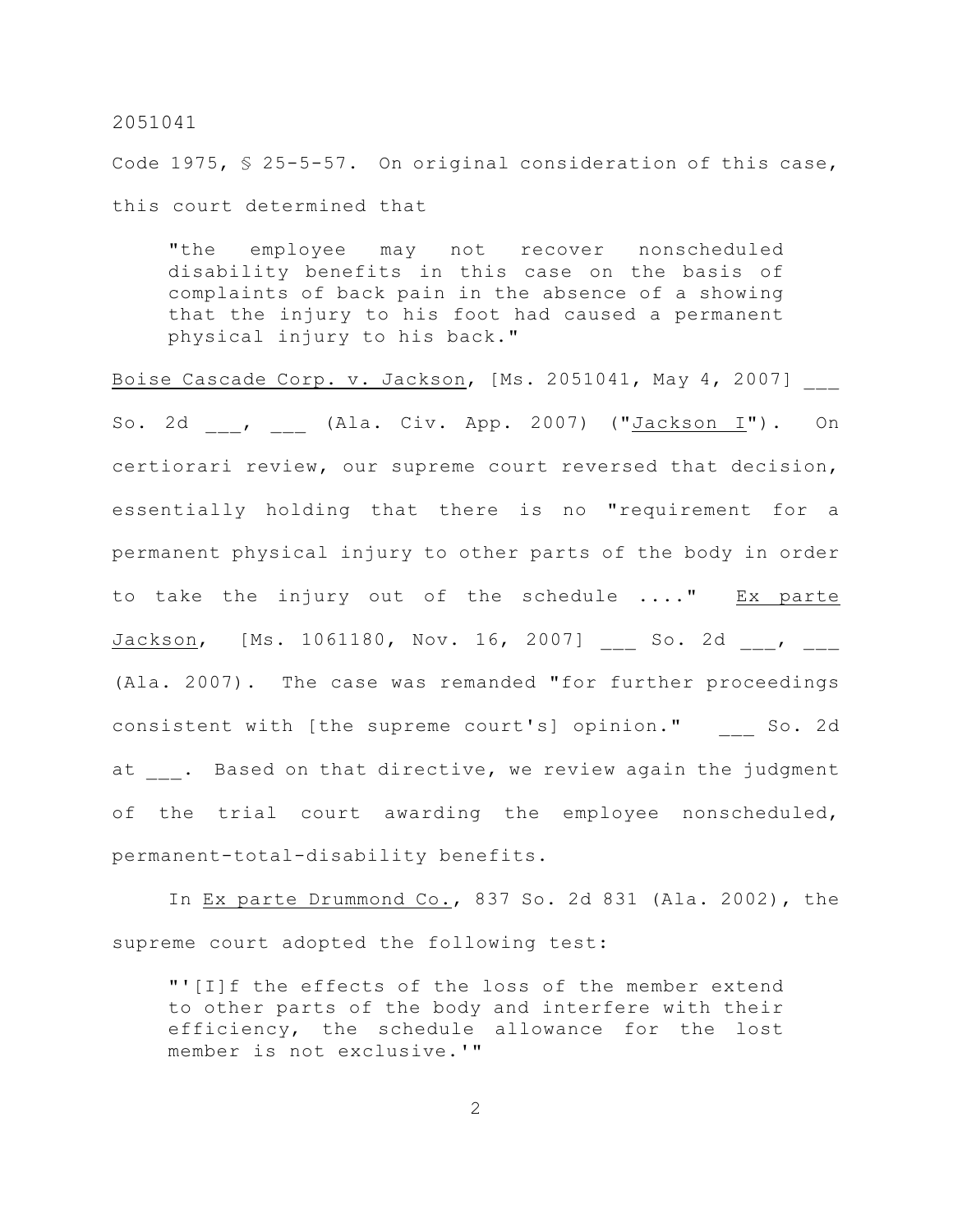Code 1975, § 25-5-57. On original consideration of this case, this court determined that

> "the employee may not recover nonscheduled disability benefits in this case on the basis of complaints of back pain in the absence of a showing that the injury to his foot had caused a permanent physical injury to his back."

Boise Cascade Corp. v. Jackson, [Ms. 2051041, May 4, 2007] ___ So. 2d ___, ___ (Ala. Civ. App. 2007) ("Jackson I"). On certiorari review, our supreme court reversed that decision, essentially holding that there is no "requirement for a permanent physical injury to other parts of the body in order to take the injury out of the schedule ...." Ex parte Jackson, [Ms. 1061180, Nov. 16, 2007] ___ So. 2d ___, ___ (Ala. 2007). The case was remanded "for further proceedings consistent with [the supreme court's] opinion." ___ So. 2d at ___. Based on that directive, we review again the judgment of the trial court awarding the employee nonscheduled, permanent-total-disability benefits.

In Ex parte Drummond Co., 837 So. 2d 831 (Ala. 2002), the supreme court adopted the following test:

> "'[I]f the effects of the loss of the member extend to other parts of the body and interfere with their efficiency, the schedule allowance for the lost member is not exclusive.'"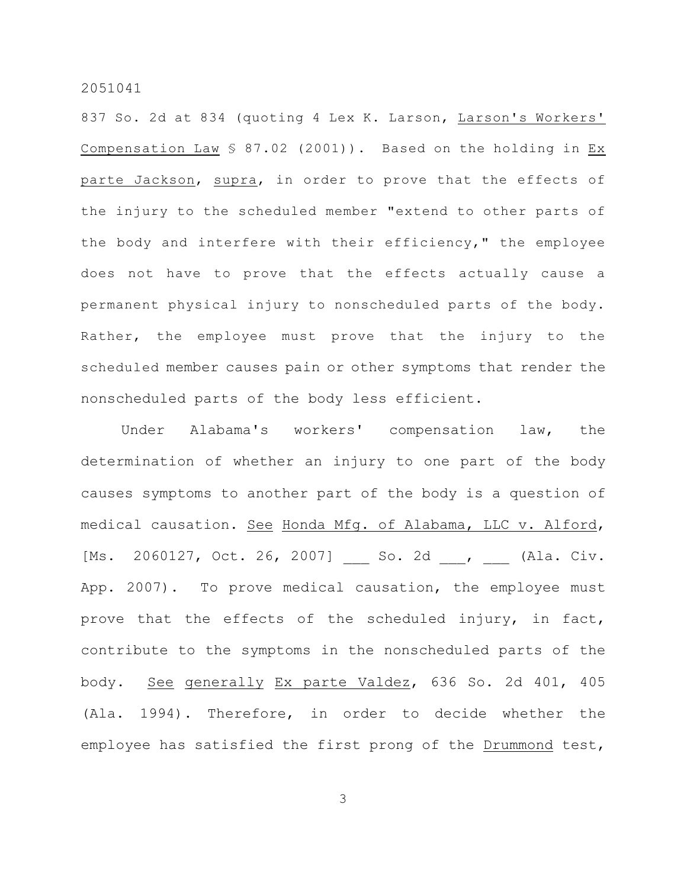837 So. 2d at 834 (quoting 4 Lex K. Larson, Larson's Workers' Compensation Law § 87.02 (2001)). Based on the holding in Ex parte Jackson, supra, in order to prove that the effects of the injury to the scheduled member "extend to other parts of the body and interfere with their efficiency," the employee does not have to prove that the effects actually cause a permanent physical injury to nonscheduled parts of the body. Rather, the employee must prove that the injury to the scheduled member causes pain or other symptoms that render the nonscheduled parts of the body less efficient.

Under Alabama's workers' compensation law, the determination of whether an injury to one part of the body causes symptoms to another part of the body is a question of medical causation. See Honda Mfg. of Alabama, LLC v. Alford, [Ms. 2060127, Oct. 26, 2007] ___ So. 2d ___, ___ (Ala. Civ. App. 2007). To prove medical causation, the employee must prove that the effects of the scheduled injury, in fact, contribute to the symptoms in the nonscheduled parts of the body. See generally Ex parte Valdez, 636 So. 2d 401, 405 (Ala. 1994). Therefore, in order to decide whether the employee has satisfied the first prong of the Drummond test,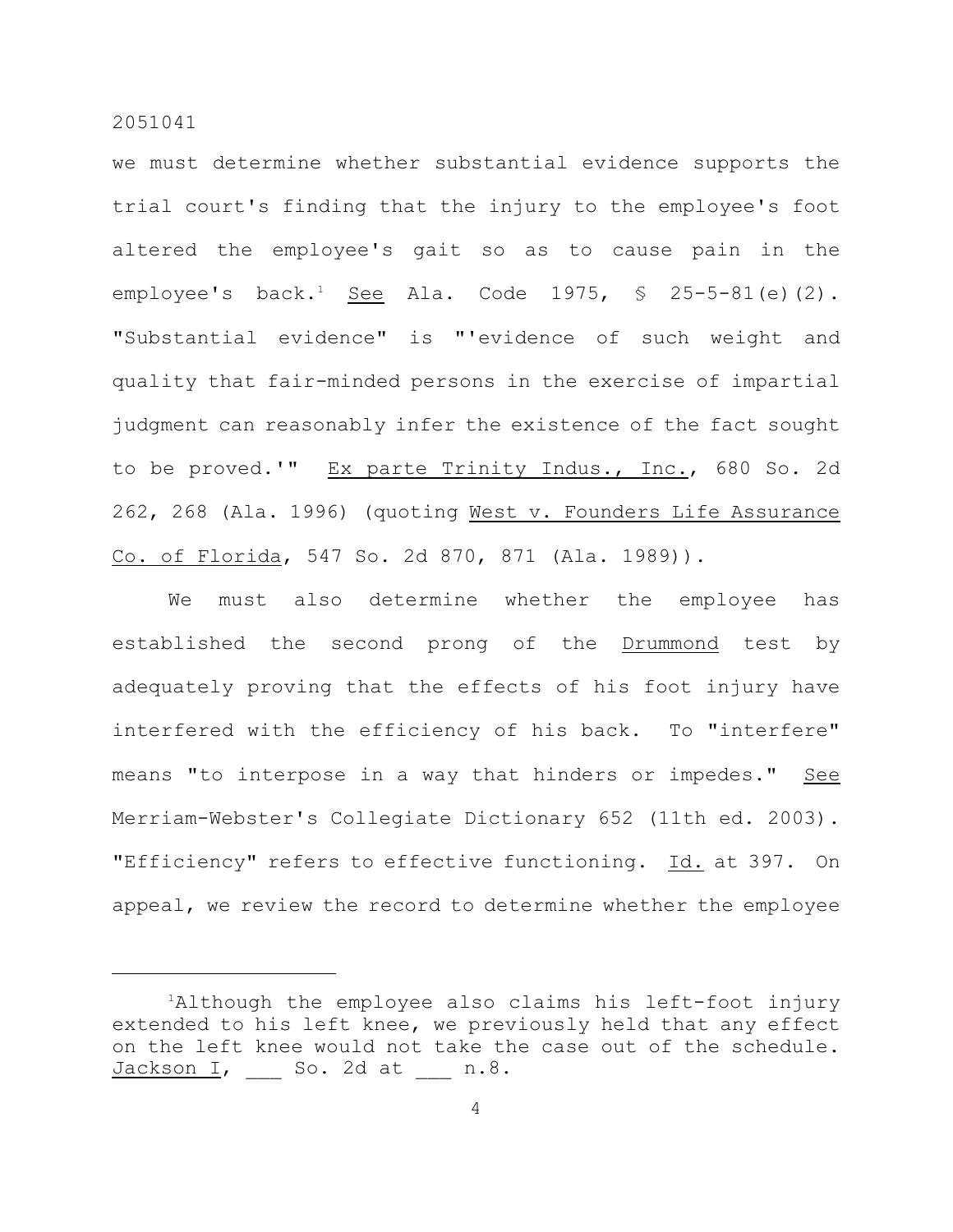we must determine whether substantial evidence supports the trial court's finding that the injury to the employee's foot altered the employee's gait so as to cause pain in the employee's back.[1] See Ala. Code 1975, § 25-5-81(e)(2). "Substantial evidence" is "'evidence of such weight and quality that fair-minded persons in the exercise of impartial judgment can reasonably infer the existence of the fact sought to be proved.'" Ex parte Trinity Indus., Inc., 680 So. 2d 262, 268 (Ala. 1996) (quoting West v. Founders Life Assurance Co. of Florida, 547 So. 2d 870, 871 (Ala. 1989)).

We must also determine whether the employee has established the second prong of the Drummond test by adequately proving that the effects of his foot injury have interfered with the efficiency of his back. To "interfere" means "to interpose in a way that hinders or impedes." See Merriam-Webster's Collegiate Dictionary 652 (11th ed. 2003). "Efficiency" refers to effective functioning. Id. at 397. On appeal, we review the record to determine whether the employee

---

[1] Although the employee also claims his left-foot injury extended to his left knee, we previously held that any effect on the left knee would not take the case out of the schedule. Jackson I, ___ So. 2d at ___ n.8.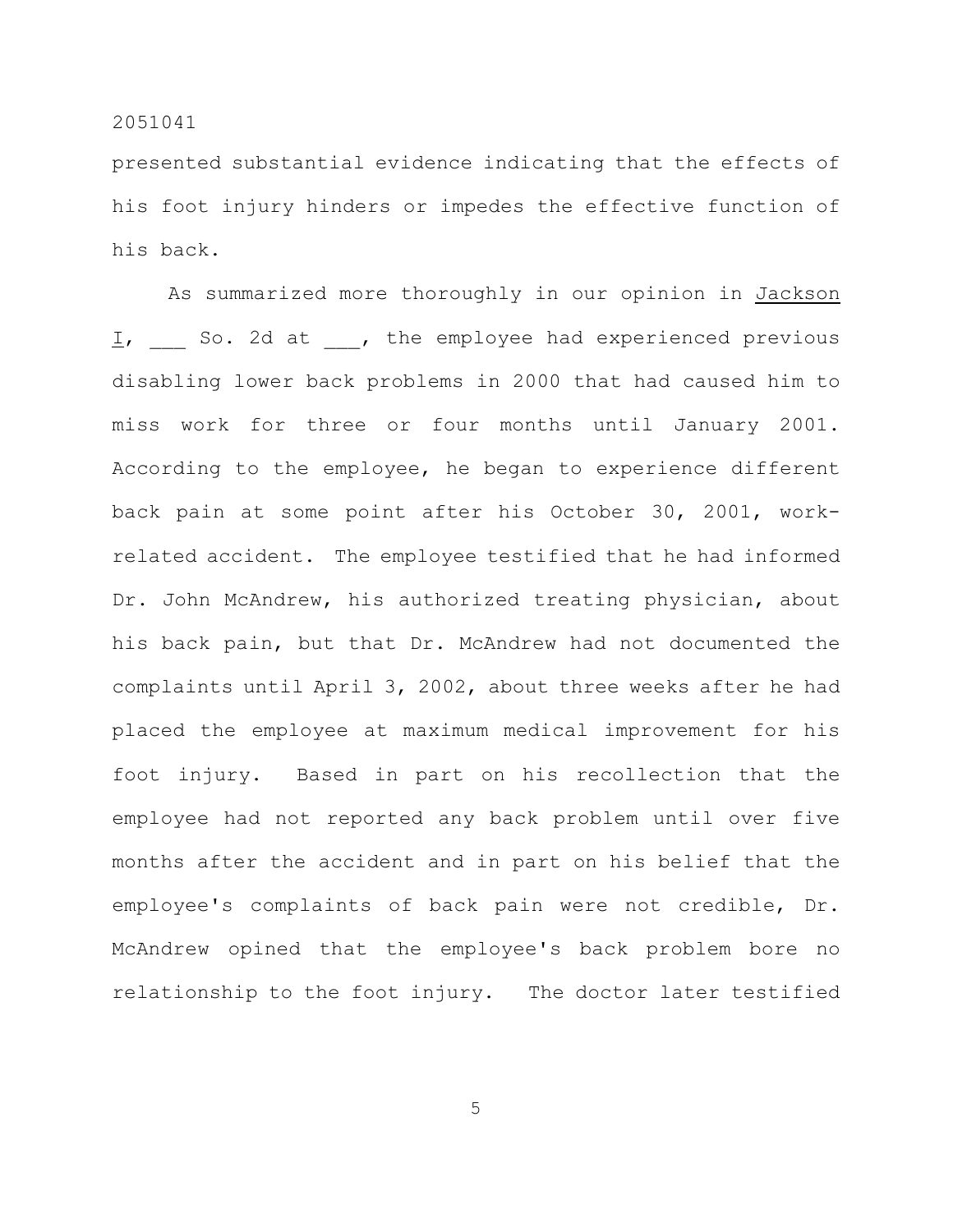presented substantial evidence indicating that the effects of his foot injury hinders or impedes the effective function of his back.

As summarized more thoroughly in our opinion in Jackson I, ___ So. 2d at ___, the employee had experienced previous disabling lower back problems in 2000 that had caused him to miss work for three or four months until January 2001. According to the employee, he began to experience different back pain at some point after his October 30, 2001, work-related accident. The employee testified that he had informed Dr. John McAndrew, his authorized treating physician, about his back pain, but that Dr. McAndrew had not documented the complaints until April 3, 2002, about three weeks after he had placed the employee at maximum medical improvement for his foot injury. Based in part on his recollection that the employee had not reported any back problem until over five months after the accident and in part on his belief that the employee's complaints of back pain were not credible, Dr. McAndrew opined that the employee's back problem bore no relationship to the foot injury. The doctor later testified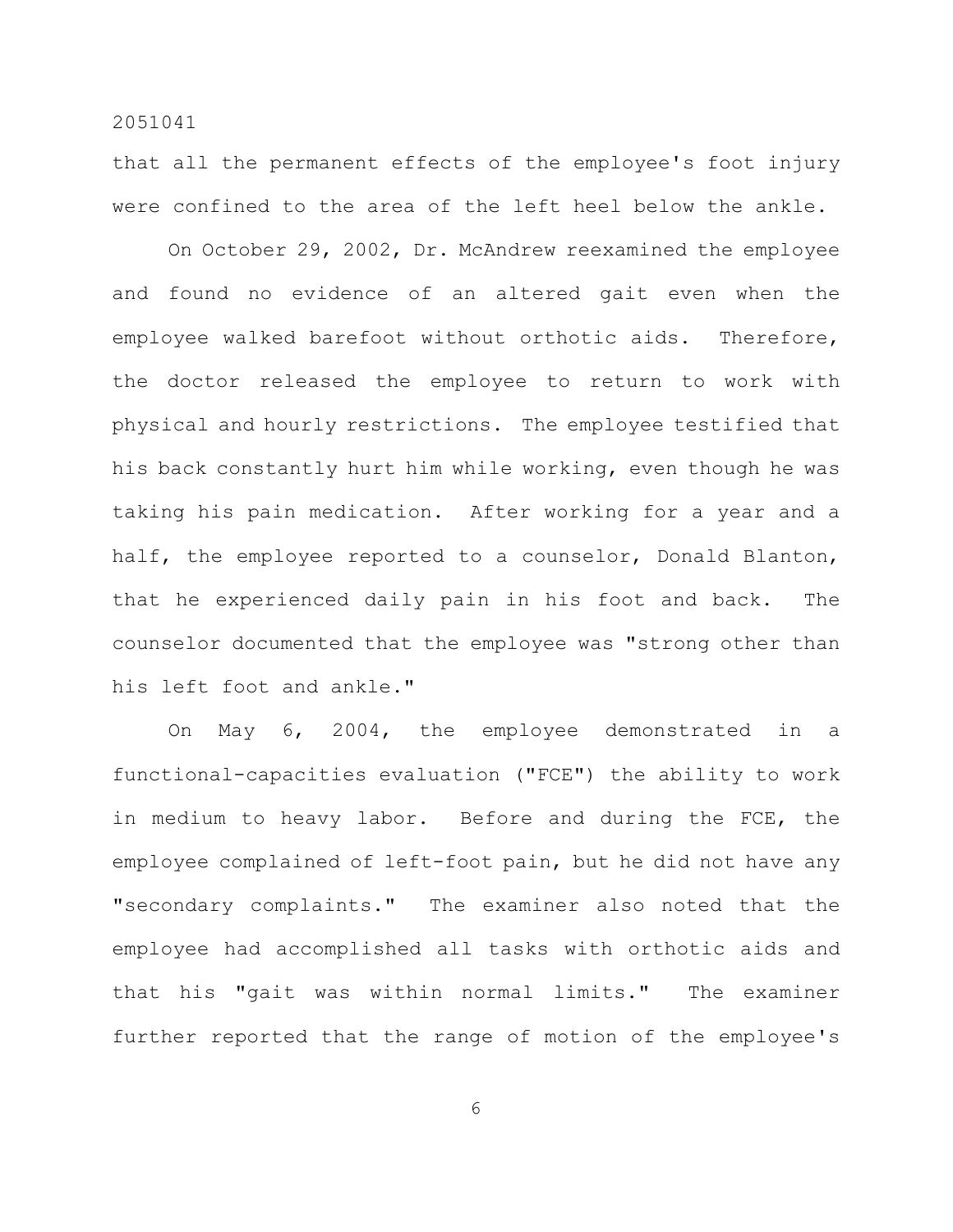that all the permanent effects of the employee's foot injury were confined to the area of the left heel below the ankle.

On October 29, 2002, Dr. McAndrew reexamined the employee and found no evidence of an altered gait even when the employee walked barefoot without orthotic aids. Therefore, the doctor released the employee to return to work with physical and hourly restrictions. The employee testified that his back constantly hurt him while working, even though he was taking his pain medication. After working for a year and a half, the employee reported to a counselor, Donald Blanton, that he experienced daily pain in his foot and back. The counselor documented that the employee was "strong other than his left foot and ankle."

On May 6, 2004, the employee demonstrated in a functional-capacities evaluation ("FCE") the ability to work in medium to heavy labor. Before and during the FCE, the employee complained of left-foot pain, but he did not have any "secondary complaints." The examiner also noted that the employee had accomplished all tasks with orthotic aids and that his "gait was within normal limits." The examiner further reported that the range of motion of the employee's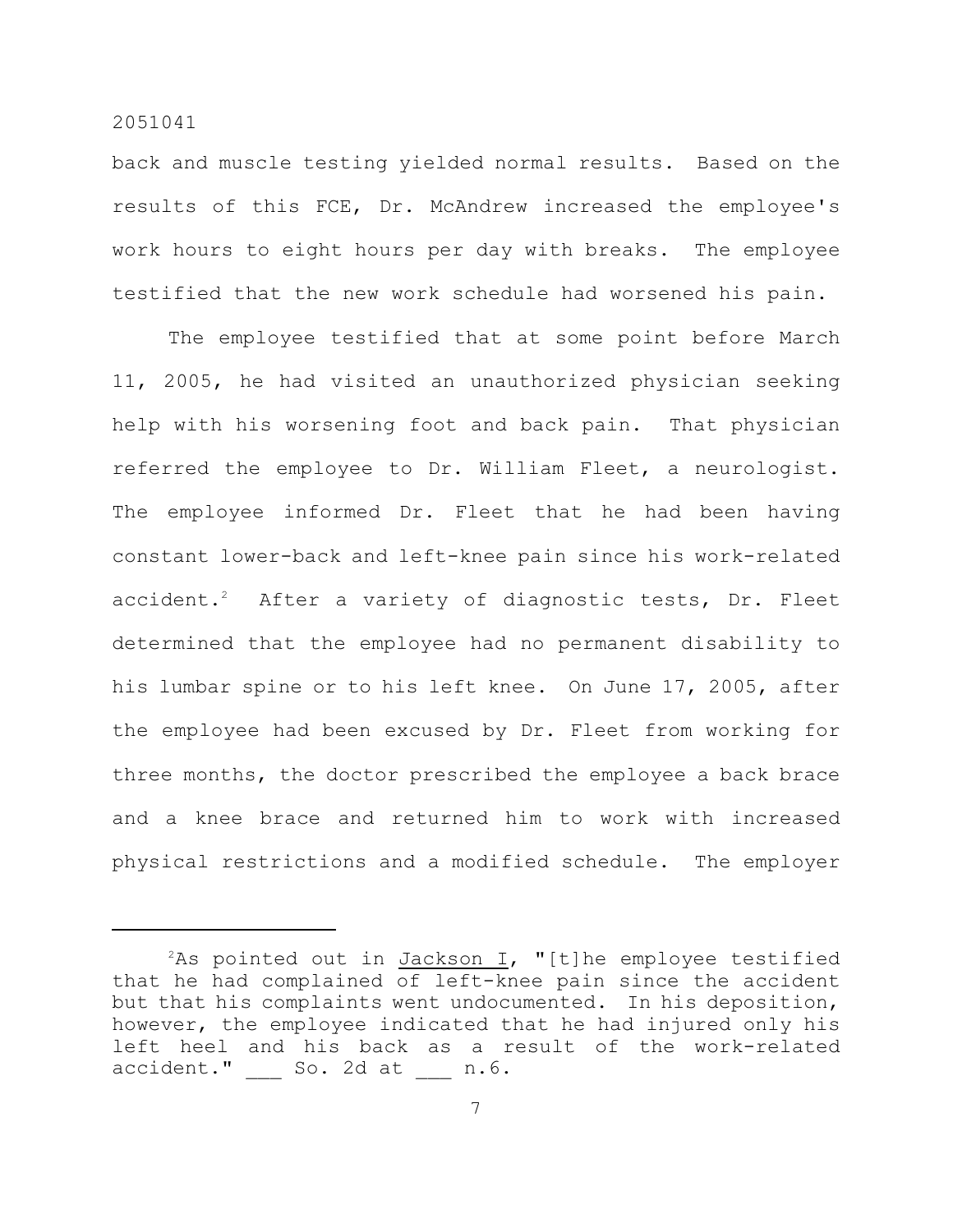back and muscle testing yielded normal results. Based on the results of this FCE, Dr. McAndrew increased the employee's work hours to eight hours per day with breaks. The employee testified that the new work schedule had worsened his pain.

The employee testified that at some point before March 11, 2005, he had visited an unauthorized physician seeking help with his worsening foot and back pain. That physician referred the employee to Dr. William Fleet, a neurologist. The employee informed Dr. Fleet that he had been having constant lower-back and left-knee pain since his work-related accident.[2] After a variety of diagnostic tests, Dr. Fleet determined that the employee had no permanent disability to his lumbar spine or to his left knee. On June 17, 2005, after the employee had been excused by Dr. Fleet from working for three months, the doctor prescribed the employee a back brace and a knee brace and returned him to work with increased physical restrictions and a modified schedule. The employer

---

[2]As pointed out in Jackson I, "[t]he employee testified that he had complained of left-knee pain since the accident but that his complaints went undocumented. In his deposition, however, the employee indicated that he had injured only his left heel and his back as a result of the work-related accident." ___ So. 2d at ___ n.6.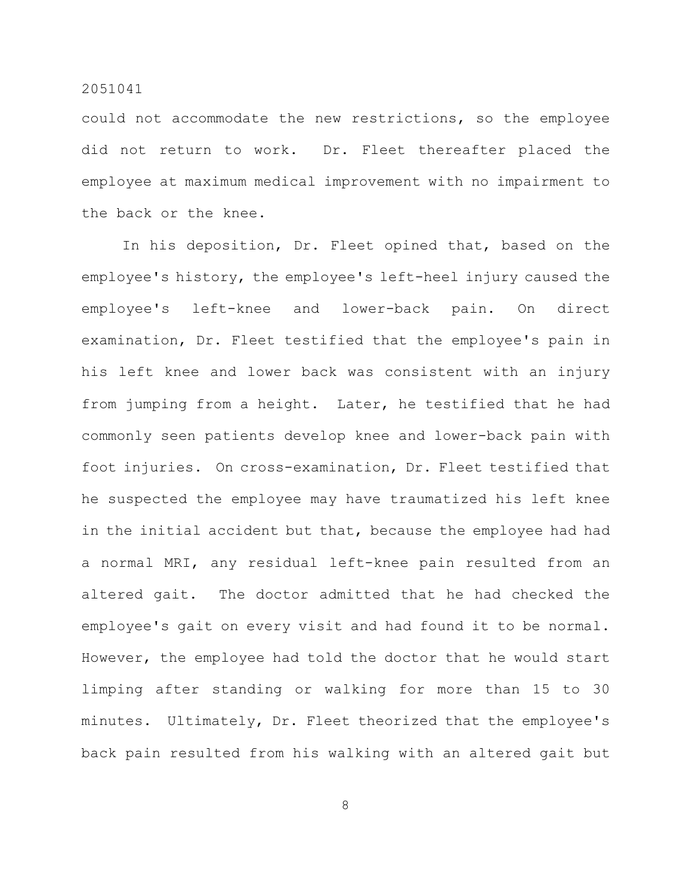could not accommodate the new restrictions, so the employee did not return to work. Dr. Fleet thereafter placed the employee at maximum medical improvement with no impairment to the back or the knee.

In his deposition, Dr. Fleet opined that, based on the employee's history, the employee's left-heel injury caused the employee's left-knee and lower-back pain. On direct examination, Dr. Fleet testified that the employee's pain in his left knee and lower back was consistent with an injury from jumping from a height. Later, he testified that he had commonly seen patients develop knee and lower-back pain with foot injuries. On cross-examination, Dr. Fleet testified that he suspected the employee may have traumatized his left knee in the initial accident but that, because the employee had had a normal MRI, any residual left-knee pain resulted from an altered gait. The doctor admitted that he had checked the employee's gait on every visit and had found it to be normal. However, the employee had told the doctor that he would start limping after standing or walking for more than 15 to 30 minutes. Ultimately, Dr. Fleet theorized that the employee's back pain resulted from his walking with an altered gait but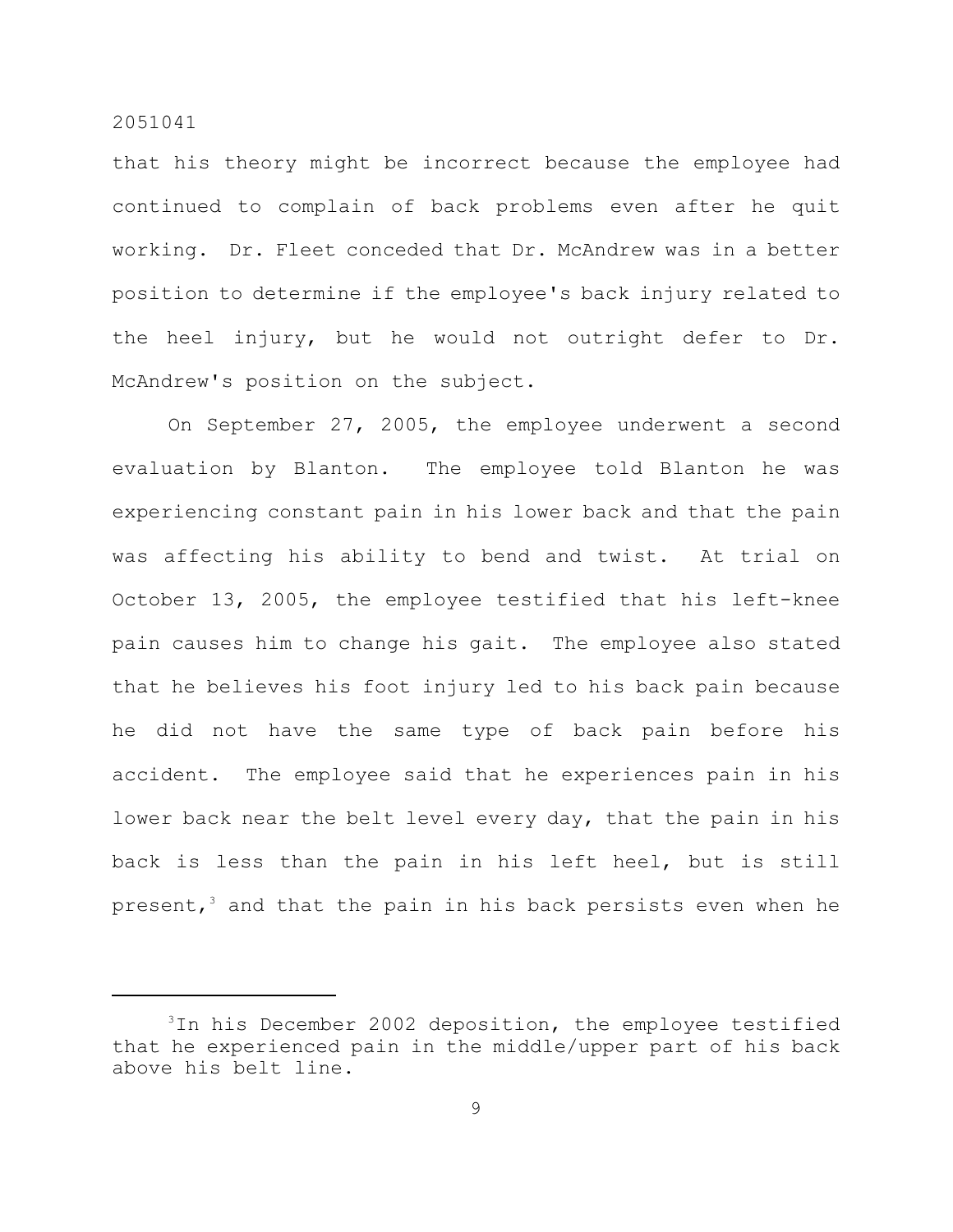that his theory might be incorrect because the employee had continued to complain of back problems even after he quit working. Dr. Fleet conceded that Dr. McAndrew was in a better position to determine if the employee's back injury related to the heel injury, but he would not outright defer to Dr. McAndrew's position on the subject.

On September 27, 2005, the employee underwent a second evaluation by Blanton. The employee told Blanton he was experiencing constant pain in his lower back and that the pain was affecting his ability to bend and twist. At trial on October 13, 2005, the employee testified that his left-knee pain causes him to change his gait. The employee also stated that he believes his foot injury led to his back pain because he did not have the same type of back pain before his accident. The employee said that he experiences pain in his lower back near the belt level every day, that the pain in his back is less than the pain in his left heel, but is still present,[3] and that the pain in his back persists even when he

---

[3]In his December 2002 deposition, the employee testified that he experienced pain in the middle/upper part of his back above his belt line.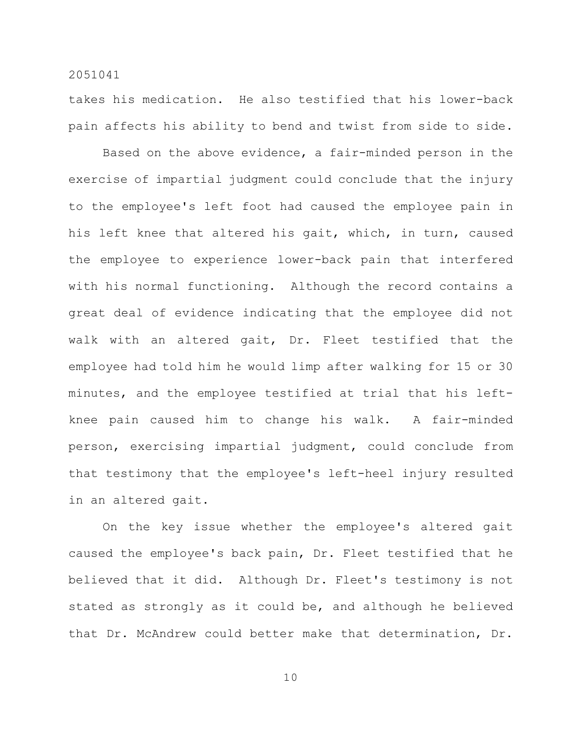takes his medication. He also testified that his lower-back pain affects his ability to bend and twist from side to side.

Based on the above evidence, a fair-minded person in the exercise of impartial judgment could conclude that the injury to the employee's left foot had caused the employee pain in his left knee that altered his gait, which, in turn, caused the employee to experience lower-back pain that interfered with his normal functioning. Although the record contains a great deal of evidence indicating that the employee did not walk with an altered gait, Dr. Fleet testified that the employee had told him he would limp after walking for 15 or 30 minutes, and the employee testified at trial that his left-knee pain caused him to change his walk. A fair-minded person, exercising impartial judgment, could conclude from that testimony that the employee's left-heel injury resulted in an altered gait.

On the key issue whether the employee's altered gait caused the employee's back pain, Dr. Fleet testified that he believed that it did. Although Dr. Fleet's testimony is not stated as strongly as it could be, and although he believed that Dr. McAndrew could better make that determination, Dr.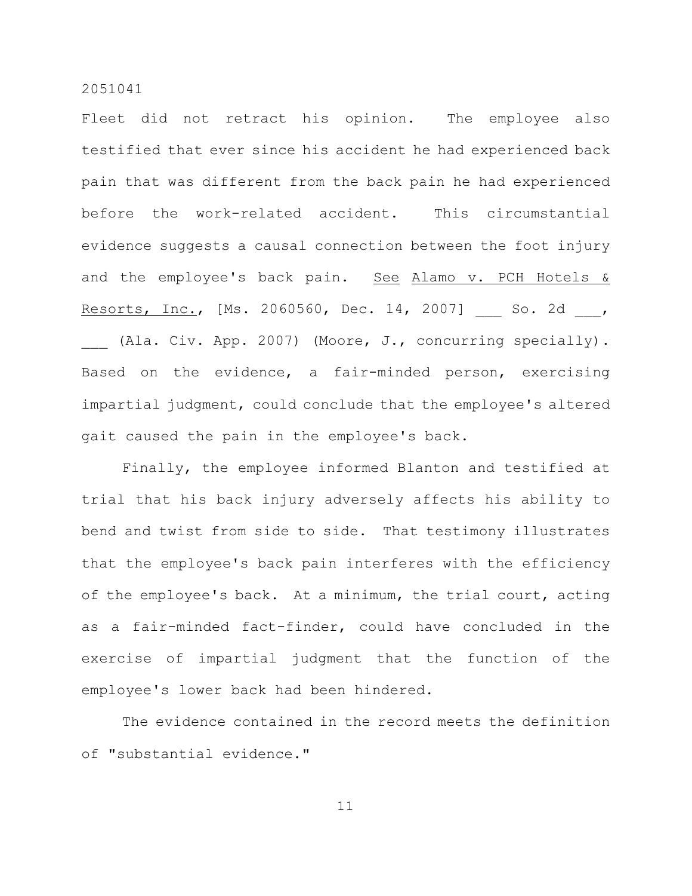Fleet did not retract his opinion. The employee also testified that ever since his accident he had experienced back pain that was different from the back pain he had experienced before the work-related accident. This circumstantial evidence suggests a causal connection between the foot injury and the employee's back pain. See Alamo v. PCH Hotels & Resorts, Inc., [Ms. 2060560, Dec. 14, 2007] ___ So. 2d ___, ___ (Ala. Civ. App. 2007) (Moore, J., concurring specially). Based on the evidence, a fair-minded person, exercising impartial judgment, could conclude that the employee's altered gait caused the pain in the employee's back.

Finally, the employee informed Blanton and testified at trial that his back injury adversely affects his ability to bend and twist from side to side. That testimony illustrates that the employee's back pain interferes with the efficiency of the employee's back. At a minimum, the trial court, acting as a fair-minded fact-finder, could have concluded in the exercise of impartial judgment that the function of the employee's lower back had been hindered.

The evidence contained in the record meets the definition of "substantial evidence."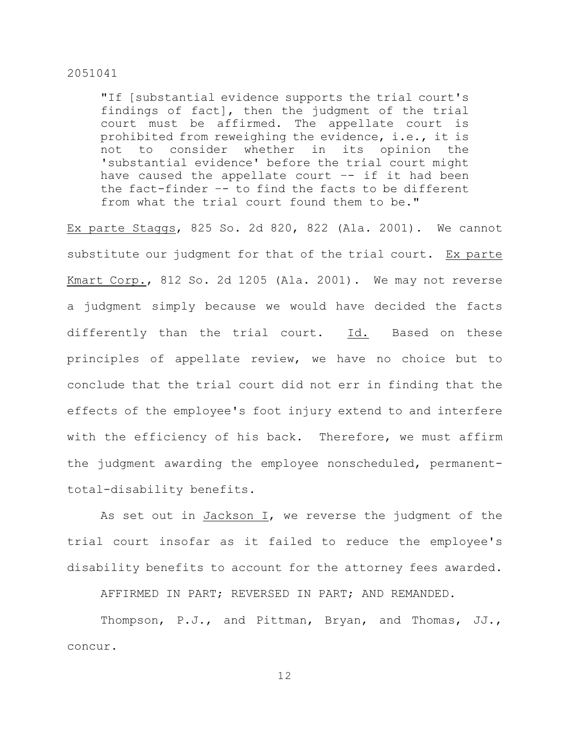> "If [substantial evidence supports the trial court's findings of fact], then the judgment of the trial court must be affirmed. The appellate court is prohibited from reweighing the evidence, i.e., it is not to consider whether in its opinion the 'substantial evidence' before the trial court might have caused the appellate court -- if it had been the fact-finder -- to find the facts to be different from what the trial court found them to be."

Ex parte Staggs, 825 So. 2d 820, 822 (Ala. 2001). We cannot substitute our judgment for that of the trial court. Ex parte Kmart Corp., 812 So. 2d 1205 (Ala. 2001). We may not reverse a judgment simply because we would have decided the facts differently than the trial court. Id. Based on these principles of appellate review, we have no choice but to conclude that the trial court did not err in finding that the effects of the employee's foot injury extend to and interfere with the efficiency of his back. Therefore, we must affirm the judgment awarding the employee nonscheduled, permanent-total-disability benefits.

As set out in Jackson I, we reverse the judgment of the trial court insofar as it failed to reduce the employee's disability benefits to account for the attorney fees awarded.

AFFIRMED IN PART; REVERSED IN PART; AND REMANDED.

Thompson, P.J., and Pittman, Bryan, and Thomas, JJ., concur.